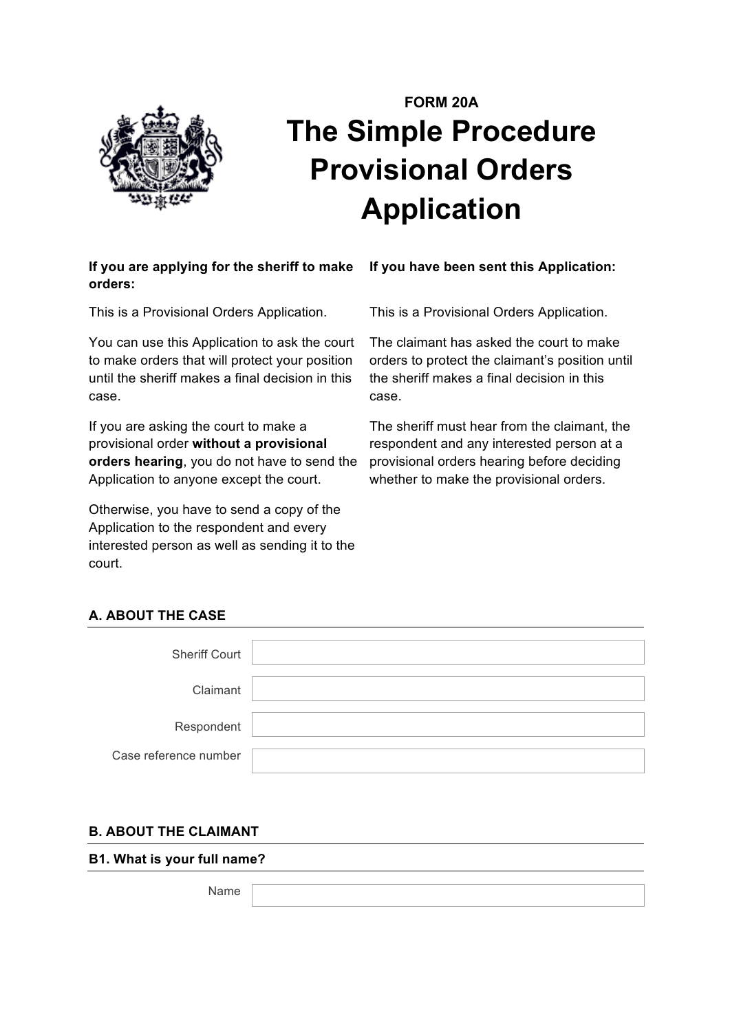FORM 20A

# The Simple Procedure Provisional Orders Application

**If you are applying for the sheriff to make orders:**

This is a Provisional Orders Application.

You can use this Application to ask the court to make orders that will protect your position until the sheriff makes a final decision in this case.

If you are asking the court to make a provisional order **without a provisional orders hearing**, you do not have to send the Application to anyone except the court.

Otherwise, you have to send a copy of the Application to the respondent and every interested person as well as sending it to the court.

**If you have been sent this Application:**

This is a Provisional Orders Application.

The claimant has asked the court to make orders to protect the claimant's position until the sheriff makes a final decision in this case.

The sheriff must hear from the claimant, the respondent and any interested person at a provisional orders hearing before deciding whether to make the provisional orders.

## A. ABOUT THE CASE

| | |
|---|---|
| Sheriff Court | |
| Claimant | |
| Respondent | |
| Case reference number | |

## B. ABOUT THE CLAIMANT

### B1. What is your full name?

| | |
|---|---|
| Name | |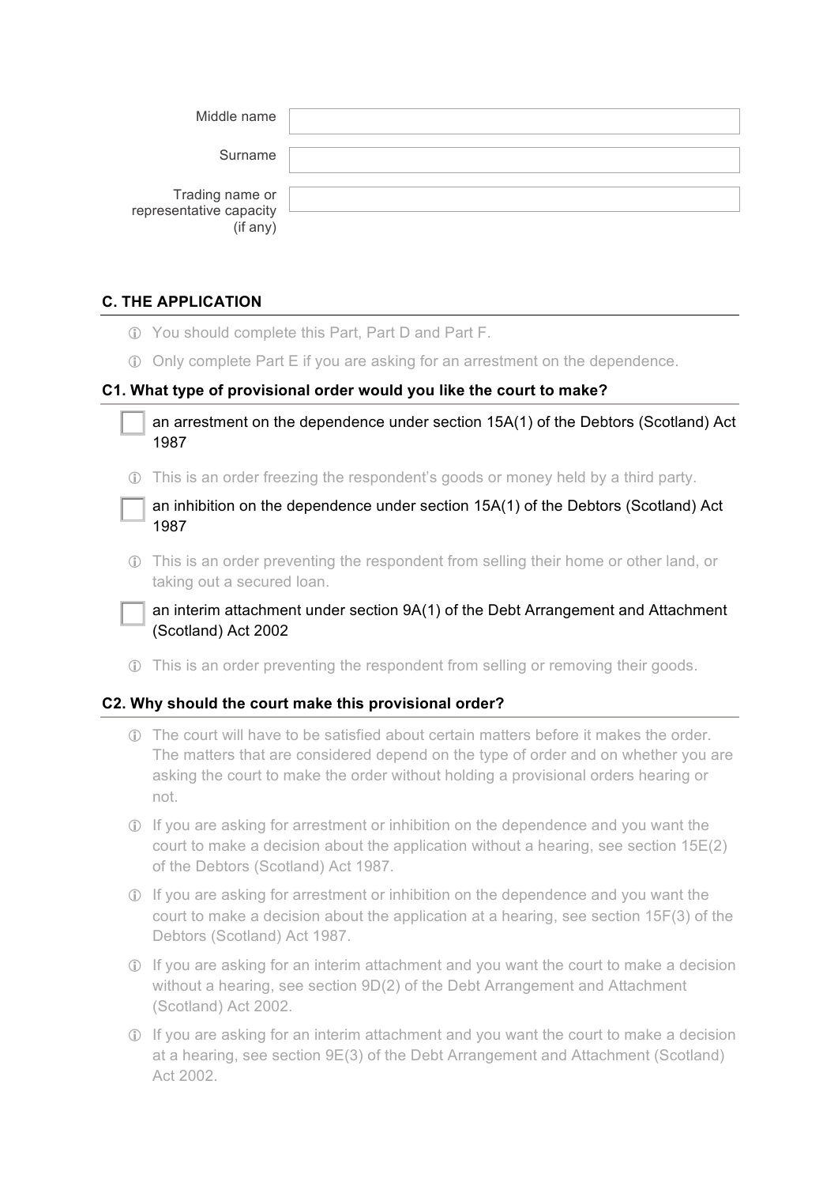Middle name

Surname

Trading name or representative capacity (if any)

## C. THE APPLICATION

- ⓘ You should complete this Part, Part D and Part F.
- ⓘ Only complete Part E if you are asking for an arrestment on the dependence.

### C1. What type of provisional order would you like the court to make?

- ☐ an arrestment on the dependence under section 15A(1) of the Debtors (Scotland) Act 1987

  ⓘ This is an order freezing the respondent's goods or money held by a third party.

- ☐ an inhibition on the dependence under section 15A(1) of the Debtors (Scotland) Act 1987

  ⓘ This is an order preventing the respondent from selling their home or other land, or taking out a secured loan.

- ☐ an interim attachment under section 9A(1) of the Debt Arrangement and Attachment (Scotland) Act 2002

  ⓘ This is an order preventing the respondent from selling or removing their goods.

### C2. Why should the court make this provisional order?

- ⓘ The court will have to be satisfied about certain matters before it makes the order. The matters that are considered depend on the type of order and on whether you are asking the court to make the order without holding a provisional orders hearing or not.
- ⓘ If you are asking for arrestment or inhibition on the dependence and you want the court to make a decision about the application without a hearing, see section 15E(2) of the Debtors (Scotland) Act 1987.
- ⓘ If you are asking for arrestment or inhibition on the dependence and you want the court to make a decision about the application at a hearing, see section 15F(3) of the Debtors (Scotland) Act 1987.
- ⓘ If you are asking for an interim attachment and you want the court to make a decision without a hearing, see section 9D(2) of the Debt Arrangement and Attachment (Scotland) Act 2002.
- ⓘ If you are asking for an interim attachment and you want the court to make a decision at a hearing, see section 9E(3) of the Debt Arrangement and Attachment (Scotland) Act 2002.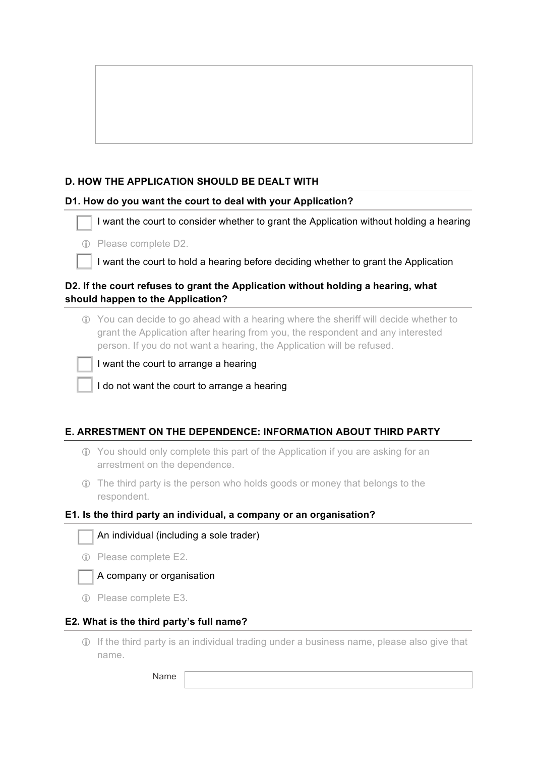## D. HOW THE APPLICATION SHOULD BE DEALT WITH

### D1. How do you want the court to deal with your Application?

- [ ] I want the court to consider whether to grant the Application without holding a hearing

ⓘ Please complete D2.

- [ ] I want the court to hold a hearing before deciding whether to grant the Application

### D2. If the court refuses to grant the Application without holding a hearing, what should happen to the Application?

ⓘ You can decide to go ahead with a hearing where the sheriff will decide whether to grant the Application after hearing from you, the respondent and any interested person. If you do not want a hearing, the Application will be refused.

- [ ] I want the court to arrange a hearing
- [ ] I do not want the court to arrange a hearing

## E. ARRESTMENT ON THE DEPENDENCE: INFORMATION ABOUT THIRD PARTY

ⓘ You should only complete this part of the Application if you are asking for an arrestment on the dependence.

ⓘ The third party is the person who holds goods or money that belongs to the respondent.

### E1. Is the third party an individual, a company or an organisation?

- [ ] An individual (including a sole trader)

ⓘ Please complete E2.

- [ ] A company or organisation

ⓘ Please complete E3.

### E2. What is the third party's full name?

ⓘ If the third party is an individual trading under a business name, please also give that name.

Name: ____________________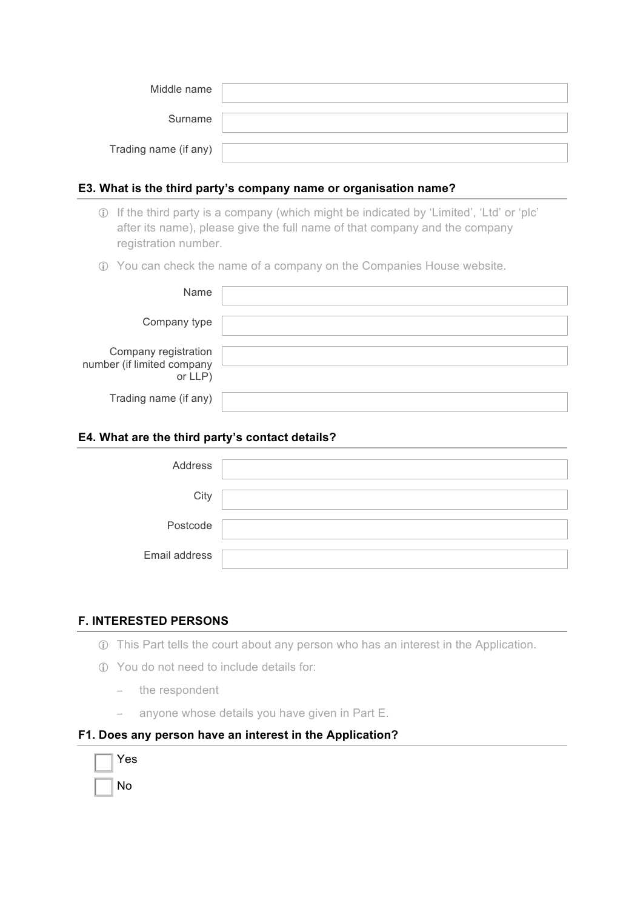Middle name

Surname

Trading name (if any)

### E3. What is the third party's company name or organisation name?

ⓘ If the third party is a company (which might be indicated by 'Limited', 'Ltd' or 'plc' after its name), please give the full name of that company and the company registration number.

ⓘ You can check the name of a company on the Companies House website.

Name

Company type

Company registration number (if limited company or LLP)

Trading name (if any)

### E4. What are the third party's contact details?

Address

City

Postcode

Email address

## F. INTERESTED PERSONS

ⓘ This Part tells the court about any person who has an interest in the Application.

ⓘ You do not need to include details for:

- the respondent
- anyone whose details you have given in Part E.

### F1. Does any person have an interest in the Application?

☐ Yes

☐ No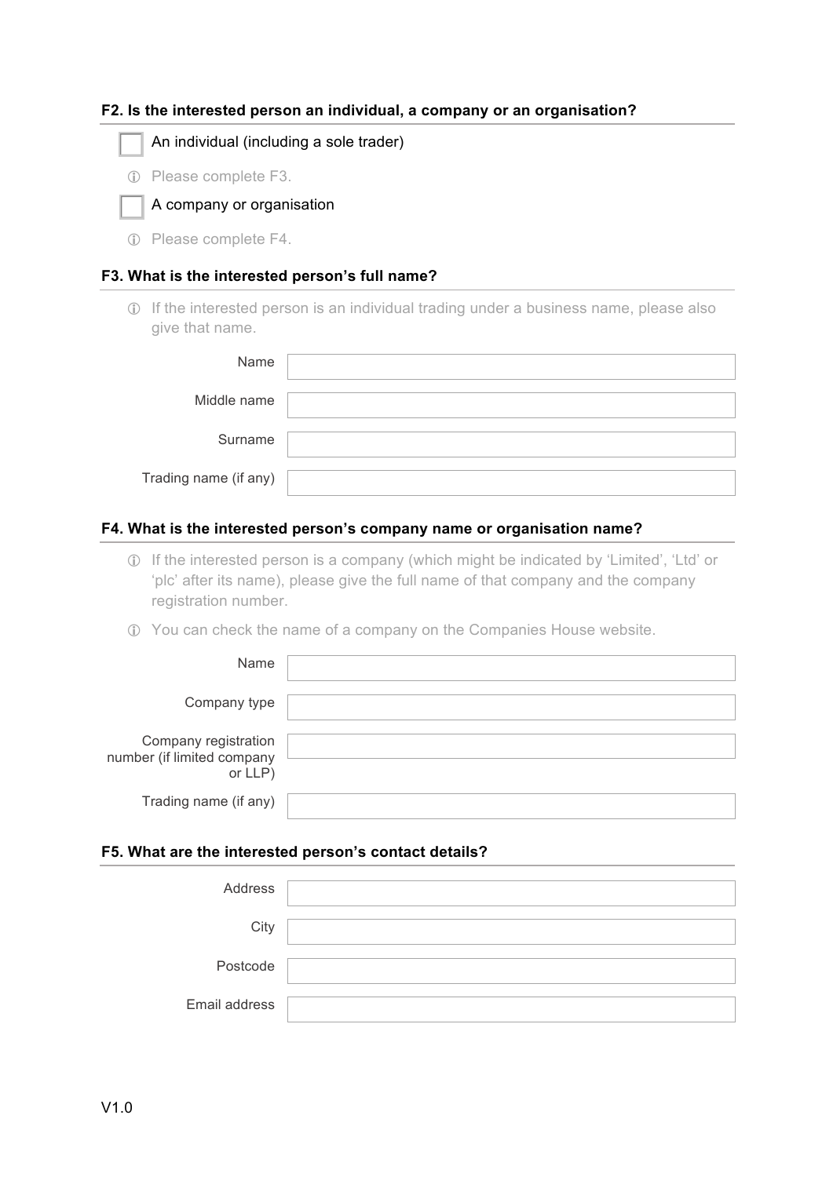### F2. Is the interested person an individual, a company or an organisation?

- [ ] An individual (including a sole trader)

ⓘ Please complete F3.

- [ ] A company or organisation

ⓘ Please complete F4.

### F3. What is the interested person's full name?

ⓘ If the interested person is an individual trading under a business name, please also give that name.

| | |
|---|---|
| Name | |
| Middle name | |
| Surname | |
| Trading name (if any) | |

### F4. What is the interested person's company name or organisation name?

ⓘ If the interested person is a company (which might be indicated by 'Limited', 'Ltd' or 'plc' after its name), please give the full name of that company and the company registration number.

ⓘ You can check the name of a company on the Companies House website.

| | |
|---|---|
| Name | |
| Company type | |
| Company registration number (if limited company or LLP) | |
| Trading name (if any) | |

### F5. What are the interested person's contact details?

| | |
|---|---|
| Address | |
| City | |
| Postcode | |
| Email address | |

V1.0